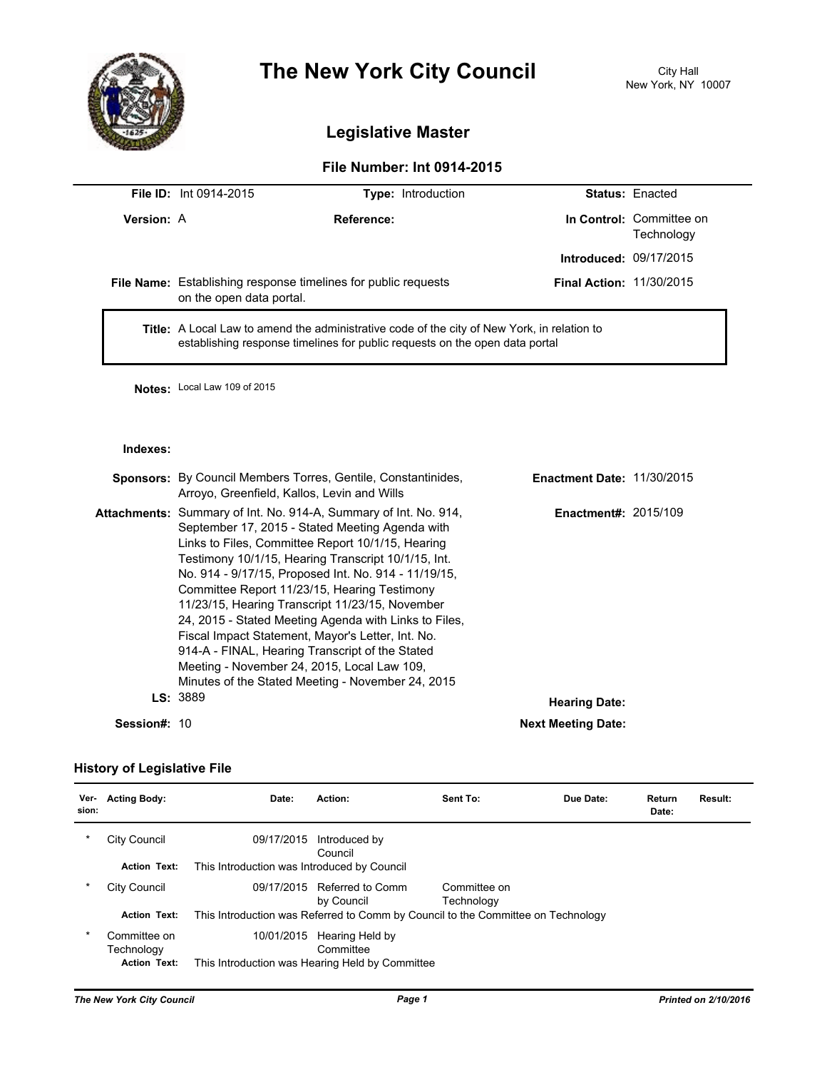# The New York City Council

City Hall
New York, NY 10007

## Legislative Master

### File Number: Int 0914-2015

**File ID:** Int 0914-2015 **Type:** Introduction **Status:** Enacted

**Version:** A **Reference:** **In Control:** Committee on Technology

**Introduced:** 09/17/2015

**File Name:** Establishing response timelines for public requests on the open data portal. **Final Action:** 11/30/2015

**Title:** A Local Law to amend the administrative code of the city of New York, in relation to establishing response timelines for public requests on the open data portal

**Notes:** Local Law 109 of 2015

**Indexes:**

**Sponsors:** By Council Members Torres, Gentile, Constantinides, Arroyo, Greenfield, Kallos, Levin and Wills **Enactment Date:** 11/30/2015

**Attachments:** Summary of Int. No. 914-A, Summary of Int. No. 914, September 17, 2015 - Stated Meeting Agenda with Links to Files, Committee Report 10/1/15, Hearing Testimony 10/1/15, Hearing Transcript 10/1/15, Int. No. 914 - 9/17/15, Proposed Int. No. 914 - 11/19/15, Committee Report 11/23/15, Hearing Testimony 11/23/15, Hearing Transcript 11/23/15, November 24, 2015 - Stated Meeting Agenda with Links to Files, Fiscal Impact Statement, Mayor's Letter, Int. No. 914-A - FINAL, Hearing Transcript of the Stated Meeting - November 24, 2015, Local Law 109, Minutes of the Stated Meeting - November 24, 2015 **Enactment#:** 2015/109

**LS:** 3889 **Hearing Date:**

**Session#:** 10 **Next Meeting Date:**

### History of Legislative File

| Version | Acting Body: | Date: | Action: | Sent To: | Due Date: | Return Date: | Result: |
|---|---|---|---|---|---|---|---|
| * | City Council | 09/17/2015 | Introduced by Council | | | | |
| | **Action Text:** | This Introduction was Introduced by Council | | | | | |
| * | City Council | 09/17/2015 | Referred to Comm by Council | Committee on Technology | | | |
| | **Action Text:** | This Introduction was Referred to Comm by Council to the Committee on Technology | | | | | |
| * | Committee on Technology | 10/01/2015 | Hearing Held by Committee | | | | |
| | **Action Text:** | This Introduction was Hearing Held by Committee | | | | | |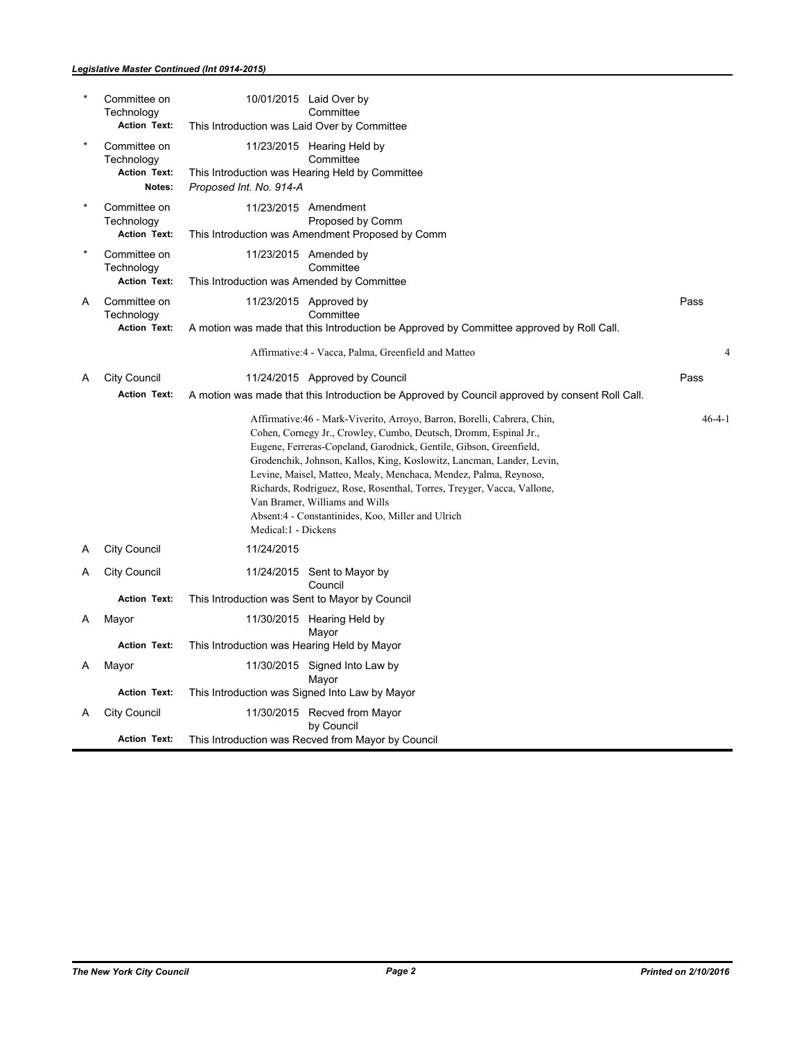*Legislative Master Continued (Int 0914-2015)*

| | | | | | |
|---|---|---|---|---|---|
| * | Committee on Technology | 10/01/2015 | Laid Over by Committee | | |
| | **Action Text:** | This Introduction was Laid Over by Committee | | | |
| * | Committee on Technology | 11/23/2015 | Hearing Held by Committee | | |
| | **Action Text:** | This Introduction was Hearing Held by Committee | | | |
| | **Notes:** | *Proposed Int. No. 914-A* | | | |
| * | Committee on Technology | 11/23/2015 | Amendment Proposed by Comm | | |
| | **Action Text:** | This Introduction was Amendment Proposed by Comm | | | |
| * | Committee on Technology | 11/23/2015 | Amended by Committee | | |
| | **Action Text:** | This Introduction was Amended by Committee | | | |
| A | Committee on Technology | 11/23/2015 | Approved by Committee | Pass | |
| | **Action Text:** | A motion was made that this Introduction be Approved by Committee approved by Roll Call. | | | |
| | | Affirmative:4 - Vacca, Palma, Greenfield and Matteo | | | 4 |
| A | City Council | 11/24/2015 | Approved by Council | Pass | |
| | **Action Text:** | A motion was made that this Introduction be Approved by Council approved by consent Roll Call. | | | |
| | | Affirmative:46 - Mark-Viverito, Arroyo, Barron, Borelli, Cabrera, Chin, Cohen, Cornegy Jr., Crowley, Cumbo, Deutsch, Dromm, Espinal Jr., Eugene, Ferreras-Copeland, Garodnick, Gentile, Gibson, Greenfield, Grodenchik, Johnson, Kallos, King, Koslowitz, Lancman, Lander, Levin, Levine, Maisel, Matteo, Mealy, Menchaca, Mendez, Palma, Reynoso, Richards, Rodriguez, Rose, Rosenthal, Torres, Treyger, Vacca, Vallone, Van Bramer, Williams and Wills<br>Absent:4 - Constantinides, Koo, Miller and Ulrich<br>Medical:1 - Dickens | | | 46-4-1 |
| A | City Council | 11/24/2015 | | | |
| A | City Council | 11/24/2015 | Sent to Mayor by Council | | |
| | **Action Text:** | This Introduction was Sent to Mayor by Council | | | |
| A | Mayor | 11/30/2015 | Hearing Held by Mayor | | |
| | **Action Text:** | This Introduction was Hearing Held by Mayor | | | |
| A | Mayor | 11/30/2015 | Signed Into Law by Mayor | | |
| | **Action Text:** | This Introduction was Signed Into Law by Mayor | | | |
| A | City Council | 11/30/2015 | Recved from Mayor by Council | | |
| | **Action Text:** | This Introduction was Recved from Mayor by Council | | | |